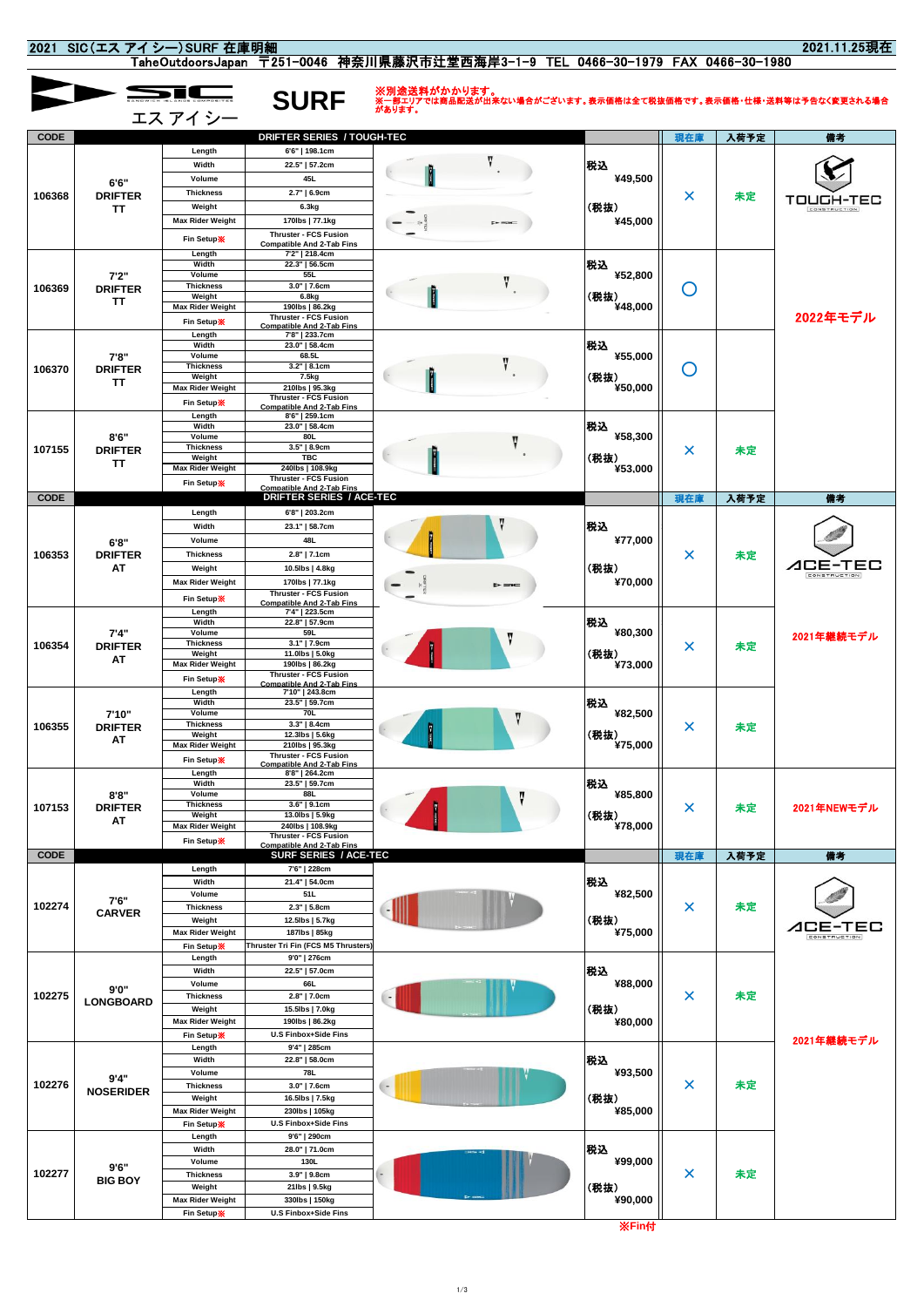# 2021 SIC(エス アイ シー)SURF 在庫明細

2021.11.25現在

TaheOutdoorsJapan 〒251-0046 神奈川県藤沢市辻堂西海岸3-1-9 TEL 0466-30-1979 FAX 0466-30-1980

エス アイ シー

## SURF

※別途送料がかかります。
※一部エリアでは商品配送が出来ない場合がございます。表示価格は全て税抜価格です。表示価格・仕様・送料等は予告なく変更される場合があります。

| CODE | DRIFTER SERIES / TOUGH-TEC | | | 価格 | 現在庫 | 入荷予定 | 備考 |
|---|---|---|---|---|---|---|---|
| 106368 | 6'6" DRIFTER TT | Length | 6'6" \| 198.1cm | 税込 ¥49,500 (税抜) ¥45,000 | × | 未定 | TOUGH-TEC |
| | | Width | 22.5" \| 57.2cm | | | | |
| | | Volume | 45L | | | | |
| | | Thickness | 2.7" \| 6.9cm | | | | |
| | | Weight | 6.3kg | | | | |
| | | Max Rider Weight | 170lbs \| 77.1kg | | | | |
| | | Fin Setup※ | Thruster - FCS Fusion Compatible And 2-Tab Fins | | | | |
| 106369 | 7'2" DRIFTER TT | Length | 7'2" \| 218.4cm | 税込 ¥52,800 (税抜) ¥48,000 | ○ | | 2022年モデル |
| | | Width | 22.3" \| 56.5cm | | | | |
| | | Volume | 55L | | | | |
| | | Thickness | 3.0" \| 7.6cm | | | | |
| | | Weight | 6.8kg | | | | |
| | | Max Rider Weight | 190lbs \| 86.2kg | | | | |
| | | Fin Setup※ | Thruster - FCS Fusion Compatible And 2-Tab Fins | | | | |
| 106370 | 7'8" DRIFTER TT | Length | 7'8" \| 233.7cm | 税込 ¥55,000 (税抜) ¥50,000 | ○ | | |
| | | Width | 23.0" \| 58.4cm | | | | |
| | | Volume | 68.5L | | | | |
| | | Thickness | 3.2" \| 8.1cm | | | | |
| | | Weight | 7.5kg | | | | |
| | | Max Rider Weight | 210lbs \| 95.3kg | | | | |
| | | Fin Setup※ | Thruster - FCS Fusion Compatible And 2-Tab Fins | | | | |
| 107155 | 8'6" DRIFTER TT | Length | 8'6" \| 259.1cm | 税込 ¥58,300 (税抜) ¥53,000 | × | 未定 | |
| | | Width | 23.0" \| 58.4cm | | | | |
| | | Volume | 80L | | | | |
| | | Thickness | 3.5" \| 8.9cm | | | | |
| | | Weight | TBC | | | | |
| | | Max Rider Weight | 240lbs \| 108.9kg | | | | |
| | | Fin Setup※ | Thruster - FCS Fusion Compatible And 2-Tab Fins | | | | |

| CODE | DRIFTER SERIES / ACE-TEC | | | 価格 | 現在庫 | 入荷予定 | 備考 |
|---|---|---|---|---|---|---|---|
| 106353 | 6'8" DRIFTER AT | Length | 6'8" \| 203.2cm | 税込 ¥77,000 (税抜) ¥70,000 | × | 未定 | ACE-TEC |
| | | Width | 23.1" \| 58.7cm | | | | |
| | | Volume | 48L | | | | |
| | | Thickness | 2.8" \| 7.1cm | | | | |
| | | Weight | 10.5lbs \| 4.8kg | | | | |
| | | Max Rider Weight | 170lbs \| 77.1kg | | | | |
| | | Fin Setup※ | Thruster - FCS Fusion Compatible And 2-Tab Fins | | | | |
| 106354 | 7'4" DRIFTER AT | Length | 7'4" \| 223.5cm | 税込 ¥80,300 (税抜) ¥73,000 | × | 未定 | 2021年継続モデル |
| | | Width | 22.8" \| 57.9cm | | | | |
| | | Volume | 59L | | | | |
| | | Thickness | 3.1" \| 7.9cm | | | | |
| | | Weight | 11.0lbs \| 5.0kg | | | | |
| | | Max Rider Weight | 190lbs \| 86.2kg | | | | |
| | | Fin Setup※ | Thruster - FCS Fusion Compatible And 2-Tab Fins | | | | |
| 106355 | 7'10" DRIFTER AT | Length | 7'10" \| 243.8cm | 税込 ¥82,500 (税抜) ¥75,000 | × | 未定 | |
| | | Width | 23.5" \| 59.7cm | | | | |
| | | Volume | 70L | | | | |
| | | Thickness | 3.3" \| 8.4cm | | | | |
| | | Weight | 12.3lbs \| 5.6kg | | | | |
| | | Max Rider Weight | 210lbs \| 95.3kg | | | | |
| | | Fin Setup※ | Thruster - FCS Fusion Compatible And 2-Tab Fins | | | | |
| 107153 | 8'8" DRIFTER AT | Length | 8'8" \| 264.2cm | 税込 ¥85,800 (税抜) ¥78,000 | × | 未定 | 2021年NEWモデル |
| | | Width | 23.5" \| 59.7cm | | | | |
| | | Volume | 88L | | | | |
| | | Thickness | 3.6" \| 9.1cm | | | | |
| | | Weight | 13.0lbs \| 5.9kg | | | | |
| | | Max Rider Weight | 240lbs \| 108.9kg | | | | |
| | | Fin Setup※ | Thruster - FCS Fusion Compatible And 2-Tab Fins | | | | |

| CODE | SURF SERIES / ACE-TEC | | | 価格 | 現在庫 | 入荷予定 | 備考 |
|---|---|---|---|---|---|---|---|
| 102274 | 7'6" CARVER | Length | 7'6" \| 228cm | 税込 ¥82,500 (税抜) ¥75,000 | × | 未定 | ACE-TEC |
| | | Width | 21.4" \| 54.0cm | | | | |
| | | Volume | 51L | | | | |
| | | Thickness | 2.3" \| 5.8cm | | | | |
| | | Weight | 12.5lbs \| 5.7kg | | | | |
| | | Max Rider Weight | 187lbs \| 85kg | | | | |
| | | Fin Setup※ | Thruster Tri Fin (FCS M5 Thrusters) | | | | |
| 102275 | 9'0" LONGBOARD | Length | 9'0" \| 276cm | 税込 ¥88,000 (税抜) ¥80,000 | × | 未定 | 2021年継続モデル |
| | | Width | 22.5" \| 57.0cm | | | | |
| | | Volume | 66L | | | | |
| | | Thickness | 2.8" \| 7.0cm | | | | |
| | | Weight | 15.5lbs \| 7.0kg | | | | |
| | | Max Rider Weight | 190lbs \| 86.2kg | | | | |
| | | Fin Setup※ | U.S Finbox+Side Fins | | | | |
| 102276 | 9'4" NOSERIDER | Length | 9'4" \| 285cm | 税込 ¥93,500 (税抜) ¥85,000 | × | 未定 | |
| | | Width | 22.8" \| 58.0cm | | | | |
| | | Volume | 78L | | | | |
| | | Thickness | 3.0" \| 7.6cm | | | | |
| | | Weight | 16.5lbs \| 7.5kg | | | | |
| | | Max Rider Weight | 230lbs \| 105kg | | | | |
| | | Fin Setup※ | U.S Finbox+Side Fins | | | | |
| 102277 | 9'6" BIG BOY | Length | 9'6" \| 290cm | 税込 ¥99,000 (税抜) ¥90,000 | × | 未定 | |
| | | Width | 28.0" \| 71.0cm | | | | |
| | | Volume | 130L | | | | |
| | | Thickness | 3.9" \| 9.8cm | | | | |
| | | Weight | 21lbs \| 9.5kg | | | | |
| | | Max Rider Weight | 330lbs \| 150kg | | | | |
| | | Fin Setup※ | U.S Finbox+Side Fins | | | | |

※Fin付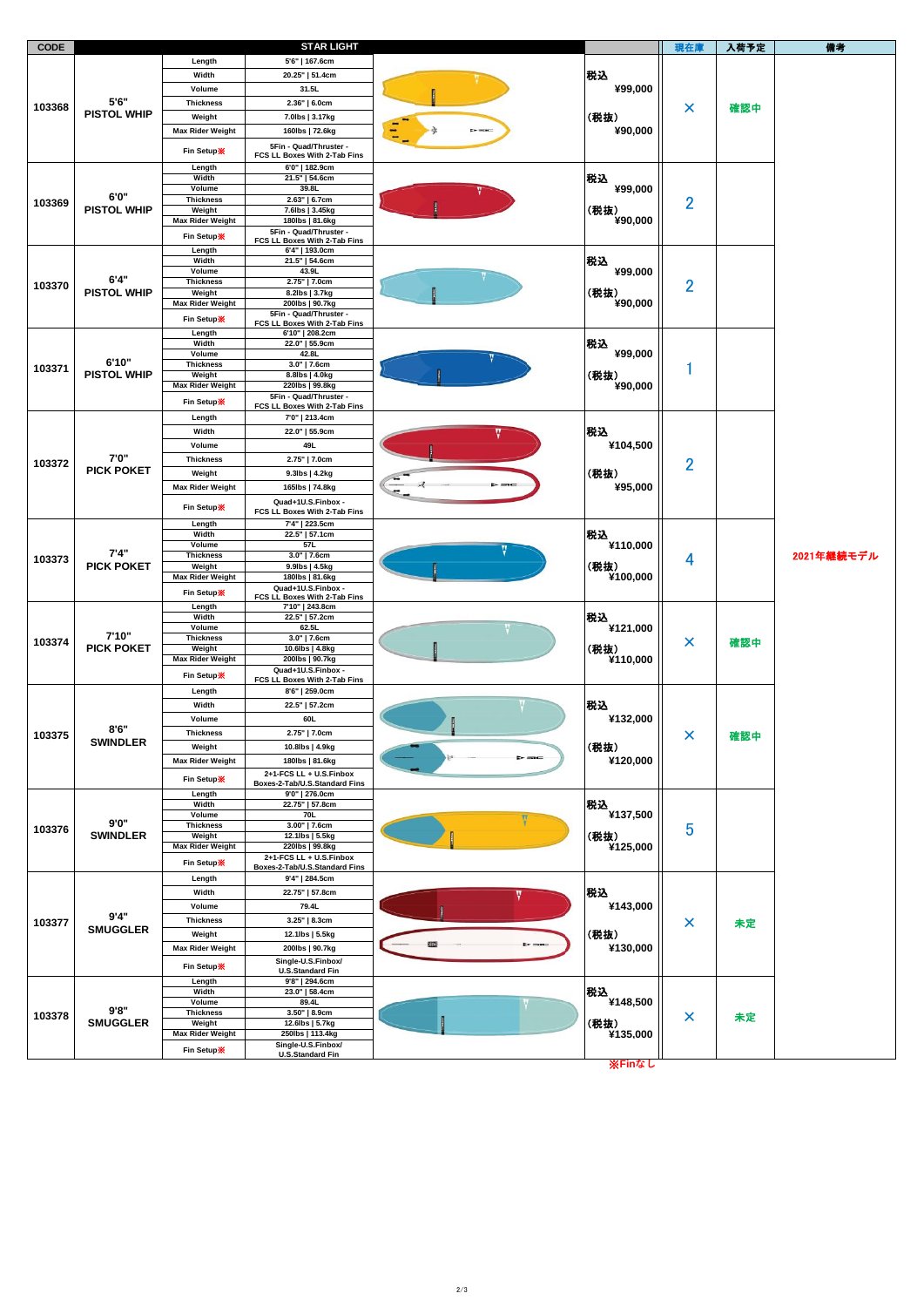| CODE | STAR LIGHT | | | | 現在庫 | 入荷予定 | 備考 |
|---|---|---|---|---|---|---|---|
| 103368 | 5'6" PISTOL WHIP | Length | 5'6" \| 167.6cm | 税込 ¥99,000 (税抜) ¥90,000 | × | 確認中 | |
| | | Width | 20.25" \| 51.4cm | | | | |
| | | Volume | 31.5L | | | | |
| | | Thickness | 2.36" \| 6.0cm | | | | |
| | | Weight | 7.0lbs \| 3.17kg | | | | |
| | | Max Rider Weight | 160lbs \| 72.6kg | | | | |
| | | Fin Setup※ | 5Fin - Quad/Thruster - FCS LL Boxes With 2-Tab Fins | | | | |
| 103369 | 6'0" PISTOL WHIP | Length | 6'0" \| 182.9cm | 税込 ¥99,000 (税抜) ¥90,000 | 2 | | |
| | | Width | 21.5" \| 54.6cm | | | | |
| | | Volume | 39.8L | | | | |
| | | Thickness | 2.63" \| 6.7cm | | | | |
| | | Weight | 7.6lbs \| 3.45kg | | | | |
| | | Max Rider Weight | 180lbs \| 81.6kg | | | | |
| | | Fin Setup※ | 5Fin - Quad/Thruster - FCS LL Boxes With 2-Tab Fins | | | | |
| 103370 | 6'4" PISTOL WHIP | Length | 6'4" \| 193.0cm | 税込 ¥99,000 (税抜) ¥90,000 | 2 | | |
| | | Width | 21.5" \| 54.6cm | | | | |
| | | Volume | 43.9L | | | | |
| | | Thickness | 2.75" \| 7.0cm | | | | |
| | | Weight | 8.2lbs \| 3.7kg | | | | |
| | | Max Rider Weight | 200lbs \| 90.7kg | | | | |
| | | Fin Setup※ | 5Fin - Quad/Thruster - FCS LL Boxes With 2-Tab Fins | | | | |
| 103371 | 6'10" PISTOL WHIP | Length | 6'10" \| 208.2cm | 税込 ¥99,000 (税抜) ¥90,000 | 1 | | |
| | | Width | 22.0" \| 55.9cm | | | | |
| | | Volume | 42.8L | | | | |
| | | Thickness | 3.0" \| 7.6cm | | | | |
| | | Weight | 8.8lbs \| 4.0kg | | | | |
| | | Max Rider Weight | 220lbs \| 99.8kg | | | | |
| | | Fin Setup※ | 5Fin - Quad/Thruster - FCS LL Boxes With 2-Tab Fins | | | | |
| 103372 | 7'0" PICK POKET | Length | 7'0" \| 213.4cm | 税込 ¥104,500 (税抜) ¥95,000 | 2 | | |
| | | Width | 22.0" \| 55.9cm | | | | |
| | | Volume | 49L | | | | |
| | | Thickness | 2.75" \| 7.0cm | | | | |
| | | Weight | 9.3lbs \| 4.2kg | | | | |
| | | Max Rider Weight | 165lbs \| 74.8kg | | | | |
| | | Fin Setup※ | Quad+1U.S.Finbox - FCS LL Boxes With 2-Tab Fins | | | | |
| 103373 | 7'4" PICK POKET | Length | 7'4" \| 223.5cm | 税込 ¥110,000 (税抜) ¥100,000 | 4 | | 2021年継続モデル |
| | | Width | 22.5" \| 57.1cm | | | | |
| | | Volume | 57L | | | | |
| | | Thickness | 3.0" \| 7.6cm | | | | |
| | | Weight | 9.9lbs \| 4.5kg | | | | |
| | | Max Rider Weight | 180lbs \| 81.6kg | | | | |
| | | Fin Setup※ | Quad+1U.S.Finbox - FCS LL Boxes With 2-Tab Fins | | | | |
| 103374 | 7'10" PICK POKET | Length | 7'10" \| 243.8cm | 税込 ¥121,000 (税抜) ¥110,000 | × | 確認中 | |
| | | Width | 22.5" \| 57.2cm | | | | |
| | | Volume | 62.5L | | | | |
| | | Thickness | 3.0" \| 7.6cm | | | | |
| | | Weight | 10.6lbs \| 4.8kg | | | | |
| | | Max Rider Weight | 200lbs \| 90.7kg | | | | |
| | | Fin Setup※ | Quad+1U.S.Finbox - FCS LL Boxes With 2-Tab Fins | | | | |
| 103375 | 8'6" SWINDLER | Length | 8'6" \| 259.0cm | 税込 ¥132,000 (税抜) ¥120,000 | × | 確認中 | |
| | | Width | 22.5" \| 57.2cm | | | | |
| | | Volume | 60L | | | | |
| | | Thickness | 2.75" \| 7.0cm | | | | |
| | | Weight | 10.8lbs \| 4.9kg | | | | |
| | | Max Rider Weight | 180lbs \| 81.6kg | | | | |
| | | Fin Setup※ | 2+1-FCS LL + U.S.Finbox Boxes-2-Tab/U.S.Standard Fins | | | | |
| 103376 | 9'0" SWINDLER | Length | 9'0" \| 276.0cm | 税込 ¥137,500 (税抜) ¥125,000 | 5 | | |
| | | Width | 22.75" \| 57.8cm | | | | |
| | | Volume | 70L | | | | |
| | | Thickness | 3.00" \| 7.6cm | | | | |
| | | Weight | 12.1lbs \| 5.5kg | | | | |
| | | Max Rider Weight | 220lbs \| 99.8kg | | | | |
| | | Fin Setup※ | 2+1-FCS LL + U.S.Finbox Boxes-2-Tab/U.S.Standard Fins | | | | |
| 103377 | 9'4" SMUGGLER | Length | 9'4" \| 284.5cm | 税込 ¥143,000 (税抜) ¥130,000 | × | 未定 | |
| | | Width | 22.75" \| 57.8cm | | | | |
| | | Volume | 79.4L | | | | |
| | | Thickness | 3.25" \| 8.3cm | | | | |
| | | Weight | 12.1lbs \| 5.5kg | | | | |
| | | Max Rider Weight | 200lbs \| 90.7kg | | | | |
| | | Fin Setup※ | Single-U.S.Finbox/ U.S.Standard Fin | | | | |
| 103378 | 9'8" SMUGGLER | Length | 9'8" \| 294.6cm | 税込 ¥148,500 (税抜) ¥135,000 | × | 未定 | |
| | | Width | 23.0" \| 58.4cm | | | | |
| | | Volume | 89.4L | | | | |
| | | Thickness | 3.50" \| 8.9cm | | | | |
| | | Weight | 12.6lbs \| 5.7kg | | | | |
| | | Max Rider Weight | 250lbs \| 113.4kg | | | | |
| | | Fin Setup※ | Single-U.S.Finbox/ U.S.Standard Fin | | | | |

※Finなし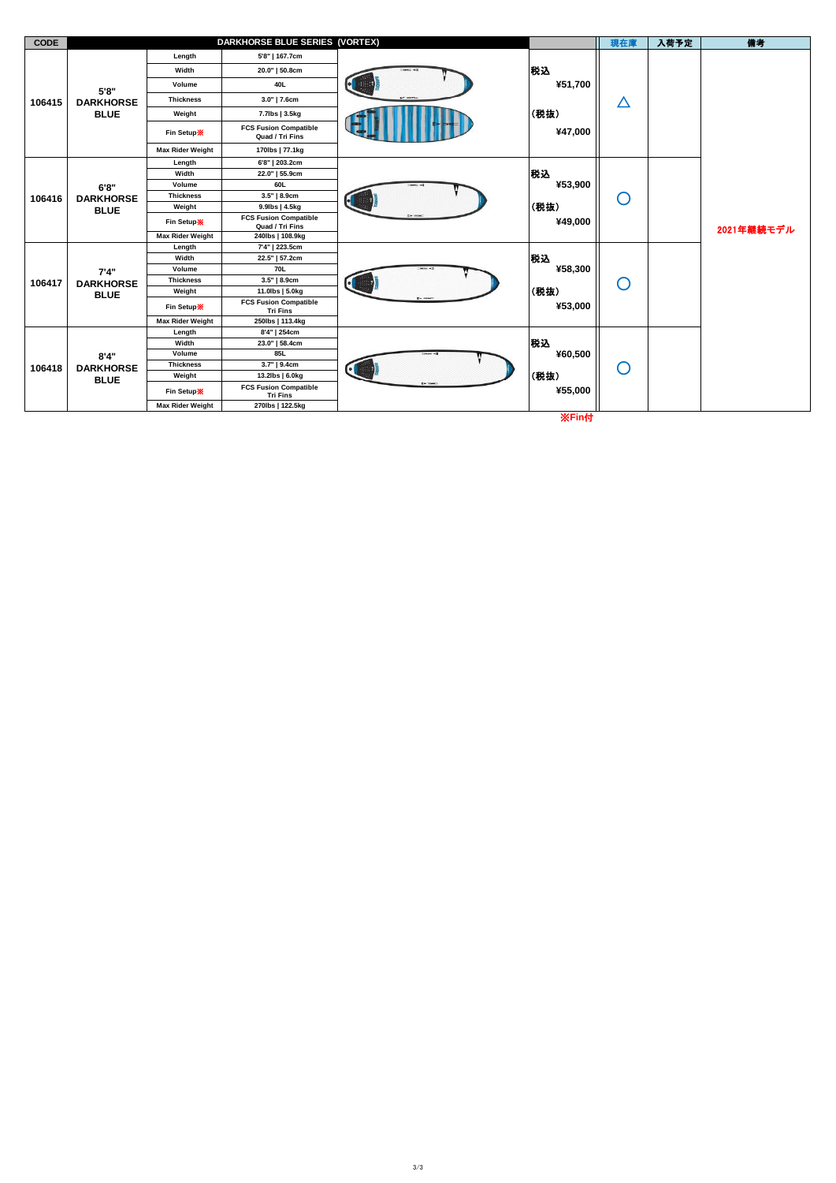| CODE | DARKHORSE BLUE SERIES (VORTEX) | | | | | 現在庫 | 入荷予定 | 備考 |
|---|---|---|---|---|---|---|---|---|
| 106415 | 5'8" DARKHORSE BLUE | Length | 5'8" \| 167.7cm | | 税込 ¥51,700 (税抜) ¥47,000 | △ | | 2021年継続モデル |
| | | Width | 20.0" \| 50.8cm | | | | | |
| | | Volume | 40L | | | | | |
| | | Thickness | 3.0" \| 7.6cm | | | | | |
| | | Weight | 7.7lbs \| 3.5kg | | | | | |
| | | Fin Setup※ | FCS Fusion Compatible Quad / Tri Fins | | | | | |
| | | Max Rider Weight | 170lbs \| 77.1kg | | | | | |
| 106416 | 6'8" DARKHORSE BLUE | Length | 6'8" \| 203.2cm | | 税込 ¥53,900 (税抜) ¥49,000 | ○ | | |
| | | Width | 22.0" \| 55.9cm | | | | | |
| | | Volume | 60L | | | | | |
| | | Thickness | 3.5" \| 8.9cm | | | | | |
| | | Weight | 9.9lbs \| 4.5kg | | | | | |
| | | Fin Setup※ | FCS Fusion Compatible Quad / Tri Fins | | | | | |
| | | Max Rider Weight | 240lbs \| 108.9kg | | | | | |
| 106417 | 7'4" DARKHORSE BLUE | Length | 7'4" \| 223.5cm | | 税込 ¥58,300 (税抜) ¥53,000 | ○ | | |
| | | Width | 22.5" \| 57.2cm | | | | | |
| | | Volume | 70L | | | | | |
| | | Thickness | 3.5" \| 8.9cm | | | | | |
| | | Weight | 11.0lbs \| 5.0kg | | | | | |
| | | Fin Setup※ | FCS Fusion Compatible Tri Fins | | | | | |
| | | Max Rider Weight | 250lbs \| 113.4kg | | | | | |
| 106418 | 8'4" DARKHORSE BLUE | Length | 8'4" \| 254cm | | 税込 ¥60,500 (税抜) ¥55,000 | ○ | | |
| | | Width | 23.0" \| 58.4cm | | | | | |
| | | Volume | 85L | | | | | |
| | | Thickness | 3.7" \| 9.4cm | | | | | |
| | | Weight | 13.2lbs \| 6.0kg | | | | | |
| | | Fin Setup※ | FCS Fusion Compatible Tri Fins | | | | | |
| | | Max Rider Weight | 270lbs \| 122.5kg | | | | | |

※Fin付